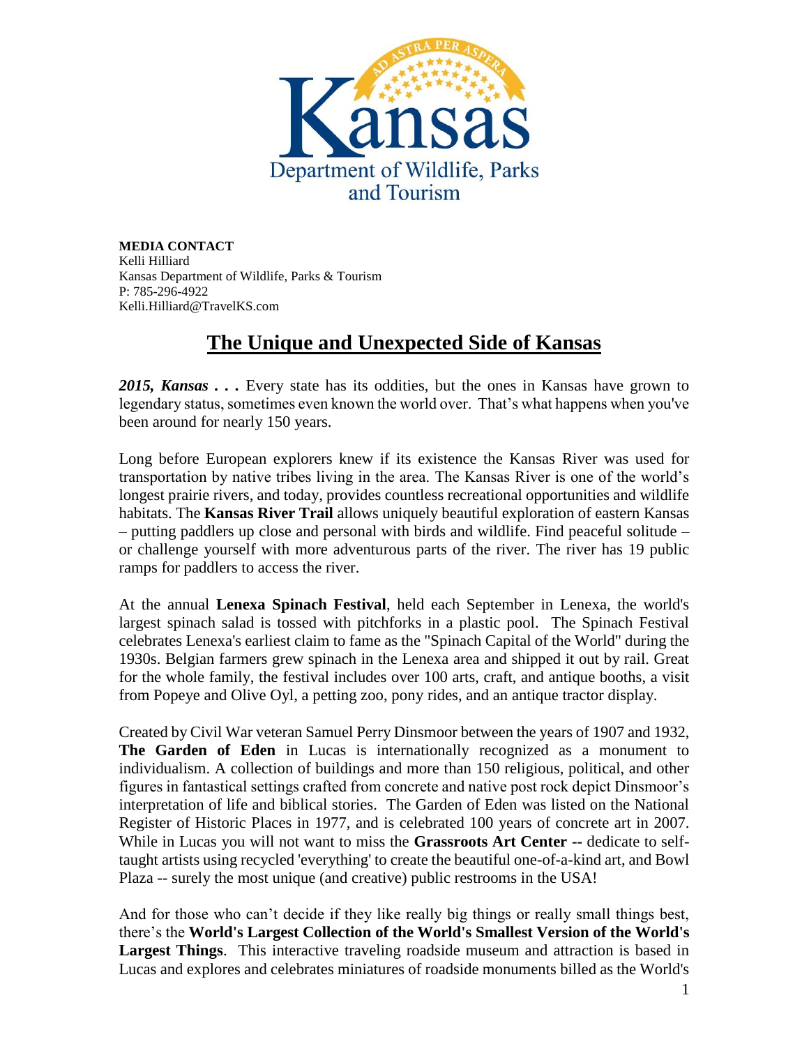**MEDIA CONTACT**
Kelli Hilliard
Kansas Department of Wildlife, Parks & Tourism
P: 785-296-4922
Kelli.Hilliard@TravelKS.com

# The Unique and Unexpected Side of Kansas

***2015, Kansas . . .*** Every state has its oddities, but the ones in Kansas have grown to legendary status, sometimes even known the world over. That's what happens when you've been around for nearly 150 years.

Long before European explorers knew if its existence the Kansas River was used for transportation by native tribes living in the area. The Kansas River is one of the world's longest prairie rivers, and today, provides countless recreational opportunities and wildlife habitats. The **Kansas River Trail** allows uniquely beautiful exploration of eastern Kansas – putting paddlers up close and personal with birds and wildlife. Find peaceful solitude – or challenge yourself with more adventurous parts of the river. The river has 19 public ramps for paddlers to access the river.

At the annual **Lenexa Spinach Festival**, held each September in Lenexa, the world's largest spinach salad is tossed with pitchforks in a plastic pool. The Spinach Festival celebrates Lenexa's earliest claim to fame as the "Spinach Capital of the World" during the 1930s. Belgian farmers grew spinach in the Lenexa area and shipped it out by rail. Great for the whole family, the festival includes over 100 arts, craft, and antique booths, a visit from Popeye and Olive Oyl, a petting zoo, pony rides, and an antique tractor display.

Created by Civil War veteran Samuel Perry Dinsmoor between the years of 1907 and 1932, **The Garden of Eden** in Lucas is internationally recognized as a monument to individualism. A collection of buildings and more than 150 religious, political, and other figures in fantastical settings crafted from concrete and native post rock depict Dinsmoor's interpretation of life and biblical stories. The Garden of Eden was listed on the National Register of Historic Places in 1977, and is celebrated 100 years of concrete art in 2007. While in Lucas you will not want to miss the **Grassroots Art Center** -- dedicate to self-taught artists using recycled 'everything' to create the beautiful one-of-a-kind art, and Bowl Plaza -- surely the most unique (and creative) public restrooms in the USA!

And for those who can't decide if they like really big things or really small things best, there's the **World's Largest Collection of the World's Smallest Version of the World's Largest Things**. This interactive traveling roadside museum and attraction is based in Lucas and explores and celebrates miniatures of roadside monuments billed as the World's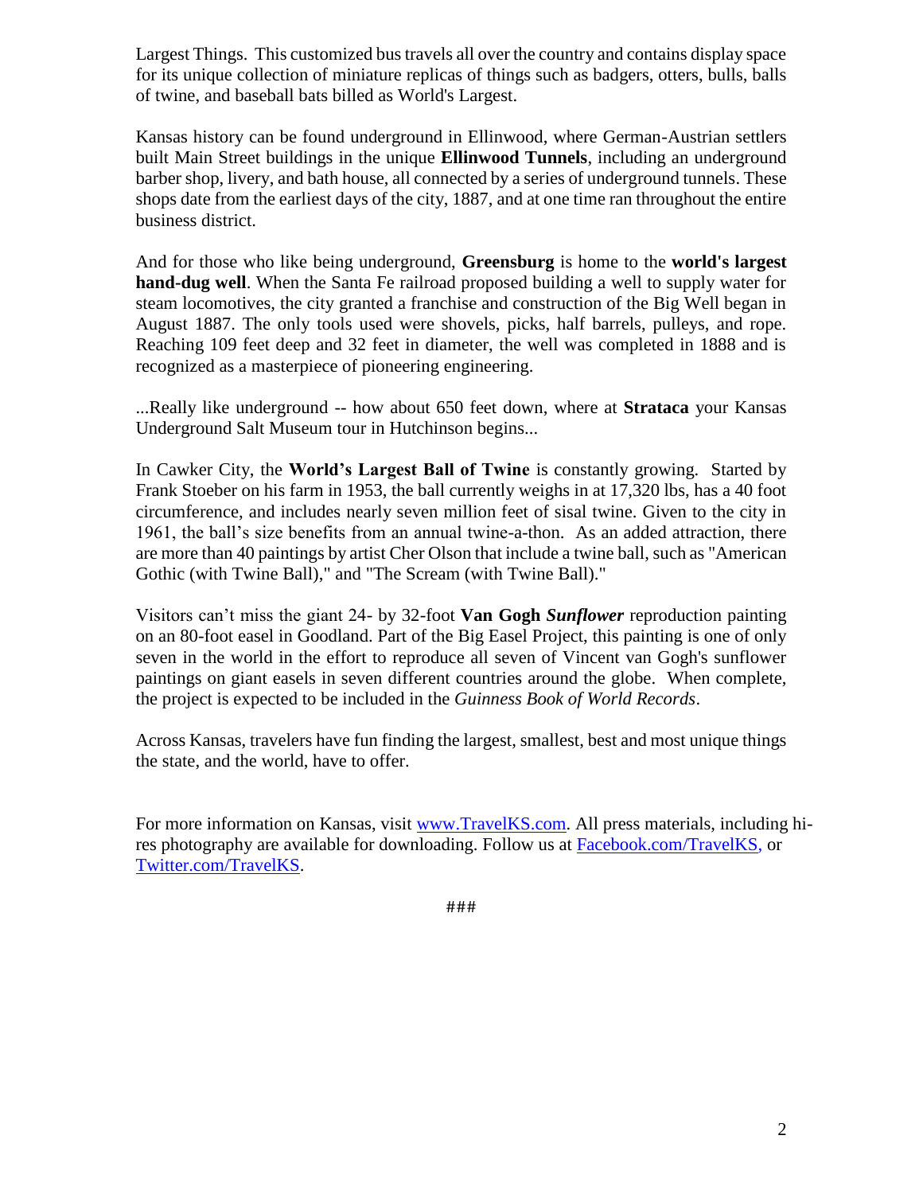Largest Things. This customized bus travels all over the country and contains display space for its unique collection of miniature replicas of things such as badgers, otters, bulls, balls of twine, and baseball bats billed as World's Largest.

Kansas history can be found underground in Ellinwood, where German-Austrian settlers built Main Street buildings in the unique **Ellinwood Tunnels**, including an underground barber shop, livery, and bath house, all connected by a series of underground tunnels. These shops date from the earliest days of the city, 1887, and at one time ran throughout the entire business district.

And for those who like being underground, **Greensburg** is home to the **world's largest hand-dug well**. When the Santa Fe railroad proposed building a well to supply water for steam locomotives, the city granted a franchise and construction of the Big Well began in August 1887. The only tools used were shovels, picks, half barrels, pulleys, and rope. Reaching 109 feet deep and 32 feet in diameter, the well was completed in 1888 and is recognized as a masterpiece of pioneering engineering.

...Really like underground -- how about 650 feet down, where at **Strataca** your Kansas Underground Salt Museum tour in Hutchinson begins...

In Cawker City, the **World's Largest Ball of Twine** is constantly growing. Started by Frank Stoeber on his farm in 1953, the ball currently weighs in at 17,320 lbs, has a 40 foot circumference, and includes nearly seven million feet of sisal twine. Given to the city in 1961, the ball's size benefits from an annual twine-a-thon. As an added attraction, there are more than 40 paintings by artist Cher Olson that include a twine ball, such as "American Gothic (with Twine Ball)," and "The Scream (with Twine Ball)."

Visitors can't miss the giant 24- by 32-foot **Van Gogh *Sunflower*** reproduction painting on an 80-foot easel in Goodland. Part of the Big Easel Project, this painting is one of only seven in the world in the effort to reproduce all seven of Vincent van Gogh's sunflower paintings on giant easels in seven different countries around the globe. When complete, the project is expected to be included in the *Guinness Book of World Records*.

Across Kansas, travelers have fun finding the largest, smallest, best and most unique things the state, and the world, have to offer.

For more information on Kansas, visit [www.TravelKS.com](http://www.TravelKS.com). All press materials, including hi-res photography are available for downloading. Follow us at [Facebook.com/TravelKS,](http://Facebook.com/TravelKS) or [Twitter.com/TravelKS](http://Twitter.com/TravelKS).

###